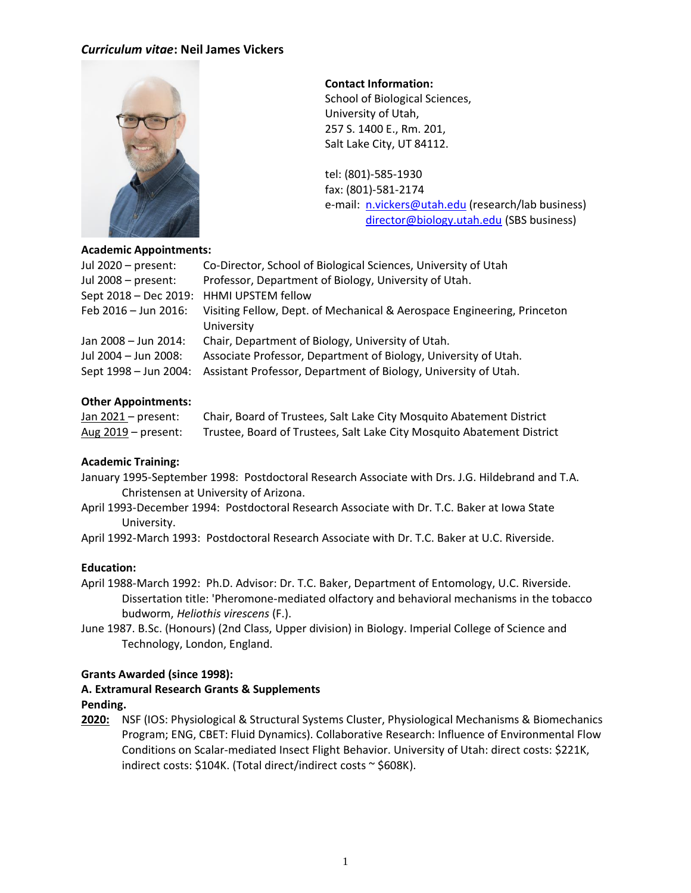## *Curriculum vitae*: Neil James Vickers

**Contact Information:**
School of Biological Sciences,
University of Utah,
257 S. 1400 E., Rm. 201,
Salt Lake City, UT 84112.

tel: (801)-585-1930
fax: (801)-581-2174
e-mail: n.vickers@utah.edu (research/lab business)
director@biology.utah.edu (SBS business)

**Academic Appointments:**

| | |
|---|---|
| Jul 2020 – present: | Co-Director, School of Biological Sciences, University of Utah |
| Jul 2008 – present: | Professor, Department of Biology, University of Utah. |
| Sept 2018 – Dec 2019: | HHMI UPSTEM fellow |
| Feb 2016 – Jun 2016: | Visiting Fellow, Dept. of Mechanical & Aerospace Engineering, Princeton University |
| Jan 2008 – Jun 2014: | Chair, Department of Biology, University of Utah. |
| Jul 2004 – Jun 2008: | Associate Professor, Department of Biology, University of Utah. |
| Sept 1998 – Jun 2004: | Assistant Professor, Department of Biology, University of Utah. |

**Other Appointments:**

| | |
|---|---|
| Jan 2021 – present: | Chair, Board of Trustees, Salt Lake City Mosquito Abatement District |
| Aug 2019 – present: | Trustee, Board of Trustees, Salt Lake City Mosquito Abatement District |

**Academic Training:**

January 1995-September 1998: Postdoctoral Research Associate with Drs. J.G. Hildebrand and T.A. Christensen at University of Arizona.

April 1993-December 1994: Postdoctoral Research Associate with Dr. T.C. Baker at Iowa State University.

April 1992-March 1993: Postdoctoral Research Associate with Dr. T.C. Baker at U.C. Riverside.

**Education:**

April 1988-March 1992: Ph.D. Advisor: Dr. T.C. Baker, Department of Entomology, U.C. Riverside. Dissertation title: 'Pheromone-mediated olfactory and behavioral mechanisms in the tobacco budworm, *Heliothis virescens* (F.).

June 1987. B.Sc. (Honours) (2nd Class, Upper division) in Biology. Imperial College of Science and Technology, London, England.

**Grants Awarded (since 1998):**

**A. Extramural Research Grants & Supplements**

**Pending.**

**2020:** NSF (IOS: Physiological & Structural Systems Cluster, Physiological Mechanisms & Biomechanics Program; ENG, CBET: Fluid Dynamics). Collaborative Research: Influence of Environmental Flow Conditions on Scalar-mediated Insect Flight Behavior. University of Utah: direct costs: $221K, indirect costs: $104K. (Total direct/indirect costs ~ $608K).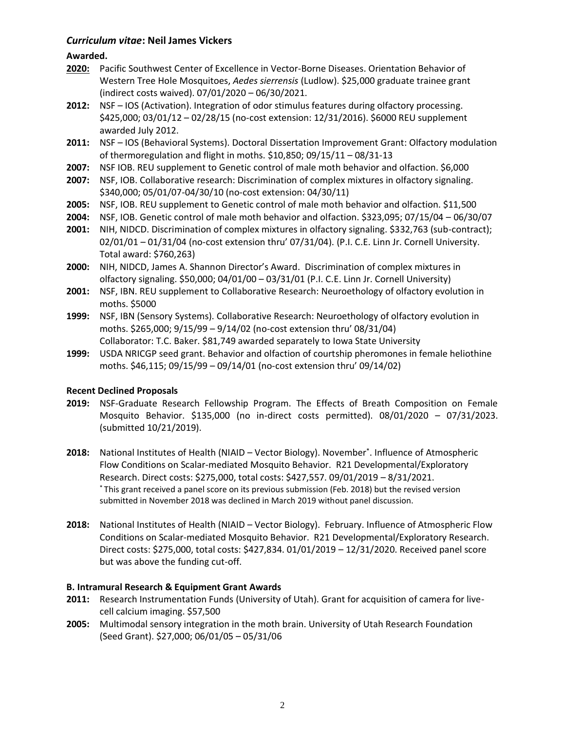### *Curriculum vitae*: Neil James Vickers

**Awarded.**

**2020:** Pacific Southwest Center of Excellence in Vector-Borne Diseases. Orientation Behavior of Western Tree Hole Mosquitoes, *Aedes sierrensis* (Ludlow). $25,000 graduate trainee grant (indirect costs waived). 07/01/2020 – 06/30/2021.

**2012:** NSF – IOS (Activation). Integration of odor stimulus features during olfactory processing. $425,000; 03/01/12 – 02/28/15 (no-cost extension: 12/31/2016). $6000 REU supplement awarded July 2012.

**2011:** NSF – IOS (Behavioral Systems). Doctoral Dissertation Improvement Grant: Olfactory modulation of thermoregulation and flight in moths. $10,850; 09/15/11 – 08/31-13

**2007:** NSF IOB. REU supplement to Genetic control of male moth behavior and olfaction. $6,000

**2007:** NSF, IOB. Collaborative research: Discrimination of complex mixtures in olfactory signaling. $340,000; 05/01/07-04/30/10 (no-cost extension: 04/30/11)

**2005:** NSF, IOB. REU supplement to Genetic control of male moth behavior and olfaction. $11,500

**2004:** NSF, IOB. Genetic control of male moth behavior and olfaction. $323,095; 07/15/04 – 06/30/07

**2001:** NIH, NIDCD. Discrimination of complex mixtures in olfactory signaling. $332,763 (sub-contract); 02/01/01 – 01/31/04 (no-cost extension thru' 07/31/04). (P.I. C.E. Linn Jr. Cornell University. Total award: $760,263)

**2000:** NIH, NIDCD, James A. Shannon Director's Award. Discrimination of complex mixtures in olfactory signaling. $50,000; 04/01/00 – 03/31/01 (P.I. C.E. Linn Jr. Cornell University)

**2001:** NSF, IBN. REU supplement to Collaborative Research: Neuroethology of olfactory evolution in moths. $5000

**1999:** NSF, IBN (Sensory Systems). Collaborative Research: Neuroethology of olfactory evolution in moths. $265,000; 9/15/99 – 9/14/02 (no-cost extension thru' 08/31/04)
Collaborator: T.C. Baker. $81,749 awarded separately to Iowa State University

**1999:** USDA NRICGP seed grant. Behavior and olfaction of courtship pheromones in female heliothine moths. $46,115; 09/15/99 – 09/14/01 (no-cost extension thru' 09/14/02)

**Recent Declined Proposals**

**2019:** NSF-Graduate Research Fellowship Program. The Effects of Breath Composition on Female Mosquito Behavior. $135,000 (no in-direct costs permitted). 08/01/2020 – 07/31/2023. (submitted 10/21/2019).

**2018:** National Institutes of Health (NIAID – Vector Biology). November*. Influence of Atmospheric Flow Conditions on Scalar-mediated Mosquito Behavior. R21 Developmental/Exploratory Research. Direct costs: $275,000, total costs: $427,557. 09/01/2019 – 8/31/2021.
*This grant received a panel score on its previous submission (Feb. 2018) but the revised version submitted in November 2018 was declined in March 2019 without panel discussion.

**2018:** National Institutes of Health (NIAID – Vector Biology). February. Influence of Atmospheric Flow Conditions on Scalar-mediated Mosquito Behavior. R21 Developmental/Exploratory Research. Direct costs: $275,000, total costs: $427,834. 01/01/2019 – 12/31/2020. Received panel score but was above the funding cut-off.

**B. Intramural Research & Equipment Grant Awards**

**2011:** Research Instrumentation Funds (University of Utah). Grant for acquisition of camera for live-cell calcium imaging. $57,500

**2005:** Multimodal sensory integration in the moth brain. University of Utah Research Foundation (Seed Grant). $27,000; 06/01/05 – 05/31/06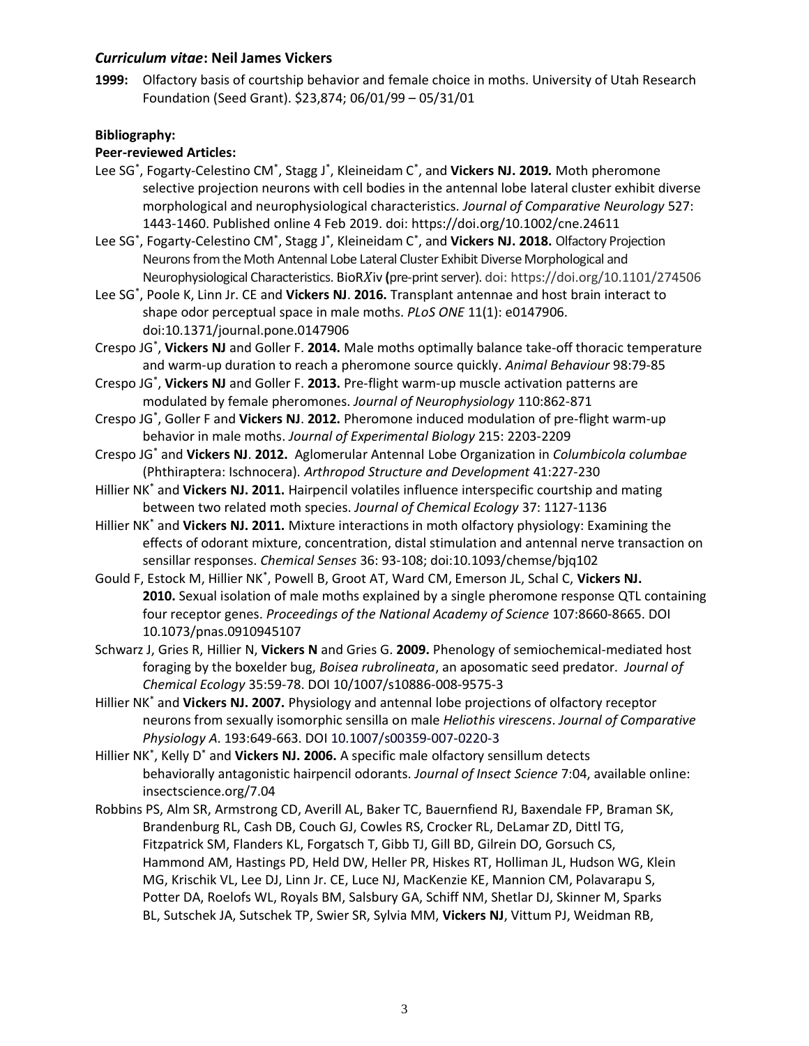### *Curriculum vitae*: Neil James Vickers

**1999:** Olfactory basis of courtship behavior and female choice in moths. University of Utah Research Foundation (Seed Grant). $23,874; 06/01/99 – 05/31/01

**Bibliography:**

**Peer-reviewed Articles:**

Lee SG*, Fogarty-Celestino CM*, Stagg J*, Kleineidam C*, and **Vickers NJ. 2019.** Moth pheromone selective projection neurons with cell bodies in the antennal lobe lateral cluster exhibit diverse morphological and neurophysiological characteristics. *Journal of Comparative Neurology* 527: 1443-1460. Published online 4 Feb 2019. doi: https://doi.org/10.1002/cne.24611

Lee SG*, Fogarty-Celestino CM*, Stagg J*, Kleineidam C*, and **Vickers NJ. 2018.** Olfactory Projection Neurons from the Moth Antennal Lobe Lateral Cluster Exhibit Diverse Morphological and Neurophysiological Characteristics. BioR*X*iv **(**pre-print server). doi: https://doi.org/10.1101/274506

Lee SG*, Poole K, Linn Jr. CE and **Vickers NJ**. **2016.** Transplant antennae and host brain interact to shape odor perceptual space in male moths. *PLoS ONE* 11(1): e0147906. doi:10.1371/journal.pone.0147906

Crespo JG*, **Vickers NJ** and Goller F. **2014.** Male moths optimally balance take-off thoracic temperature and warm-up duration to reach a pheromone source quickly. *Animal Behaviour* 98:79-85

Crespo JG*, **Vickers NJ** and Goller F. **2013.** Pre-flight warm-up muscle activation patterns are modulated by female pheromones. *Journal of Neurophysiology* 110:862-871

Crespo JG*, Goller F and **Vickers NJ**. **2012.** Pheromone induced modulation of pre-flight warm-up behavior in male moths. *Journal of Experimental Biology* 215: 2203-2209

Crespo JG* and **Vickers NJ**. **2012.** Aglomerular Antennal Lobe Organization in *Columbicola columbae* (Phthiraptera: Ischnocera). *Arthropod Structure and Development* 41:227-230

Hillier NK* and **Vickers NJ. 2011.** Hairpencil volatiles influence interspecific courtship and mating between two related moth species. *Journal of Chemical Ecology* 37: 1127-1136

Hillier NK* and **Vickers NJ. 2011.** Mixture interactions in moth olfactory physiology: Examining the effects of odorant mixture, concentration, distal stimulation and antennal nerve transaction on sensillar responses. *Chemical Senses* 36: 93-108; doi:10.1093/chemse/bjq102

Gould F, Estock M, Hillier NK*, Powell B, Groot AT, Ward CM, Emerson JL, Schal C, **Vickers NJ. 2010.** Sexual isolation of male moths explained by a single pheromone response QTL containing four receptor genes. *Proceedings of the National Academy of Science* 107:8660-8665. DOI 10.1073/pnas.0910945107

Schwarz J, Gries R, Hillier N, **Vickers N** and Gries G. **2009.** Phenology of semiochemical-mediated host foraging by the boxelder bug, *Boisea rubrolineata*, an aposomatic seed predator. *Journal of Chemical Ecology* 35:59-78. DOI 10/1007/s10886-008-9575-3

Hillier NK* and **Vickers NJ. 2007.** Physiology and antennal lobe projections of olfactory receptor neurons from sexually isomorphic sensilla on male *Heliothis virescens*. *Journal of Comparative Physiology A*. 193:649-663. DOI 10.1007/s00359-007-0220-3

Hillier NK*, Kelly D* and **Vickers NJ. 2006.** A specific male olfactory sensillum detects behaviorally antagonistic hairpencil odorants. *Journal of Insect Science* 7:04, available online: insectscience.org/7.04

Robbins PS, Alm SR, Armstrong CD, Averill AL, Baker TC, Bauernfiend RJ, Baxendale FP, Braman SK, Brandenburg RL, Cash DB, Couch GJ, Cowles RS, Crocker RL, DeLamar ZD, Dittl TG, Fitzpatrick SM, Flanders KL, Forgatsch T, Gibb TJ, Gill BD, Gilrein DO, Gorsuch CS, Hammond AM, Hastings PD, Held DW, Heller PR, Hiskes RT, Holliman JL, Hudson WG, Klein MG, Krischik VL, Lee DJ, Linn Jr. CE, Luce NJ, MacKenzie KE, Mannion CM, Polavarapu S, Potter DA, Roelofs WL, Royals BM, Salsbury GA, Schiff NM, Shetlar DJ, Skinner M, Sparks BL, Sutschek JA, Sutschek TP, Swier SR, Sylvia MM, **Vickers NJ**, Vittum PJ, Weidman RB,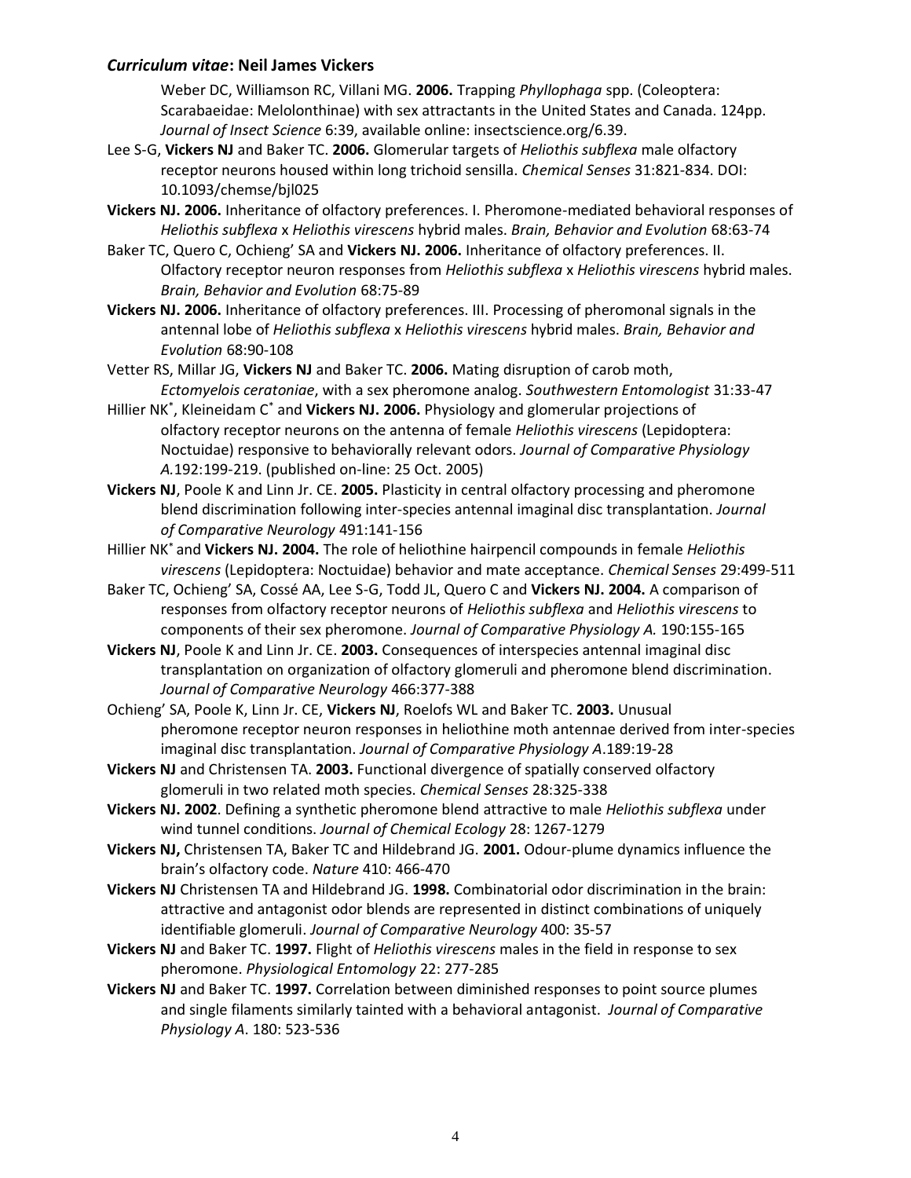Weber DC, Williamson RC, Villani MG. **2006.** Trapping *Phyllophaga* spp. (Coleoptera: Scarabaeidae: Melolonthinae) with sex attractants in the United States and Canada. 124pp. *Journal of Insect Science* 6:39, available online: insectscience.org/6.39.

Lee S-G, **Vickers NJ** and Baker TC. **2006.** Glomerular targets of *Heliothis subflexa* male olfactory receptor neurons housed within long trichoid sensilla. *Chemical Senses* 31:821-834. DOI: 10.1093/chemse/bjl025

**Vickers NJ. 2006.** Inheritance of olfactory preferences. I. Pheromone-mediated behavioral responses of *Heliothis subflexa* x *Heliothis virescens* hybrid males. *Brain, Behavior and Evolution* 68:63-74

Baker TC, Quero C, Ochieng' SA and **Vickers NJ. 2006.** Inheritance of olfactory preferences. II. Olfactory receptor neuron responses from *Heliothis subflexa* x *Heliothis virescens* hybrid males. *Brain, Behavior and Evolution* 68:75-89

**Vickers NJ. 2006.** Inheritance of olfactory preferences. III. Processing of pheromonal signals in the antennal lobe of *Heliothis subflexa* x *Heliothis virescens* hybrid males. *Brain, Behavior and Evolution* 68:90-108

Vetter RS, Millar JG, **Vickers NJ** and Baker TC. **2006.** Mating disruption of carob moth, *Ectomyelois ceratoniae*, with a sex pheromone analog. *Southwestern Entomologist* 31:33-47

Hillier NK*, Kleineidam C* and **Vickers NJ. 2006.** Physiology and glomerular projections of olfactory receptor neurons on the antenna of female *Heliothis virescens* (Lepidoptera: Noctuidae) responsive to behaviorally relevant odors. *Journal of Comparative Physiology A.*192:199-219. (published on-line: 25 Oct. 2005)

**Vickers NJ**, Poole K and Linn Jr. CE. **2005.** Plasticity in central olfactory processing and pheromone blend discrimination following inter-species antennal imaginal disc transplantation. *Journal of Comparative Neurology* 491:141-156

Hillier NK* and **Vickers NJ. 2004.** The role of heliothine hairpencil compounds in female *Heliothis virescens* (Lepidoptera: Noctuidae) behavior and mate acceptance. *Chemical Senses* 29:499-511

Baker TC, Ochieng' SA, Cossé AA, Lee S-G, Todd JL, Quero C and **Vickers NJ. 2004.** A comparison of responses from olfactory receptor neurons of *Heliothis subflexa* and *Heliothis virescens* to components of their sex pheromone. *Journal of Comparative Physiology A.* 190:155-165

**Vickers NJ**, Poole K and Linn Jr. CE. **2003.** Consequences of interspecies antennal imaginal disc transplantation on organization of olfactory glomeruli and pheromone blend discrimination. *Journal of Comparative Neurology* 466:377-388

Ochieng' SA, Poole K, Linn Jr. CE, **Vickers NJ**, Roelofs WL and Baker TC. **2003.** Unusual pheromone receptor neuron responses in heliothine moth antennae derived from inter-species imaginal disc transplantation. *Journal of Comparative Physiology A*.189:19-28

**Vickers NJ** and Christensen TA. **2003.** Functional divergence of spatially conserved olfactory glomeruli in two related moth species. *Chemical Senses* 28:325-338

**Vickers NJ. 2002**. Defining a synthetic pheromone blend attractive to male *Heliothis subflexa* under wind tunnel conditions. *Journal of Chemical Ecology* 28: 1267-1279

**Vickers NJ,** Christensen TA, Baker TC and Hildebrand JG. **2001.** Odour-plume dynamics influence the brain's olfactory code. *Nature* 410: 466-470

**Vickers NJ** Christensen TA and Hildebrand JG. **1998.** Combinatorial odor discrimination in the brain: attractive and antagonist odor blends are represented in distinct combinations of uniquely identifiable glomeruli. *Journal of Comparative Neurology* 400: 35-57

**Vickers NJ** and Baker TC. **1997.** Flight of *Heliothis virescens* males in the field in response to sex pheromone. *Physiological Entomology* 22: 277-285

**Vickers NJ** and Baker TC. **1997.** Correlation between diminished responses to point source plumes and single filaments similarly tainted with a behavioral antagonist. *Journal of Comparative Physiology A*. 180: 523-536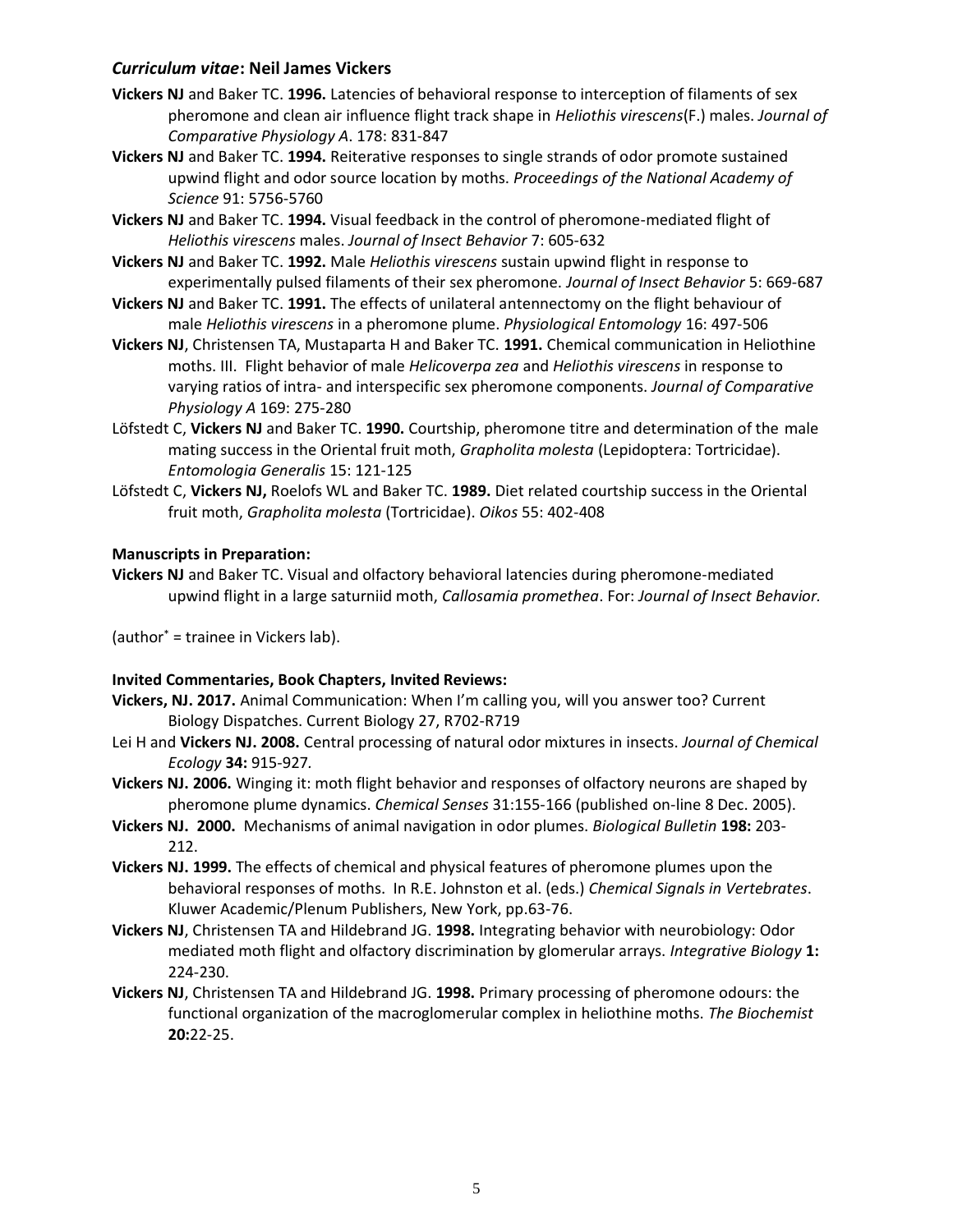### *Curriculum vitae*: Neil James Vickers

**Vickers NJ** and Baker TC. **1996.** Latencies of behavioral response to interception of filaments of sex pheromone and clean air influence flight track shape in *Heliothis virescens*(F.) males. *Journal of Comparative Physiology A*. 178: 831-847

**Vickers NJ** and Baker TC. **1994.** Reiterative responses to single strands of odor promote sustained upwind flight and odor source location by moths. *Proceedings of the National Academy of Science* 91: 5756-5760

**Vickers NJ** and Baker TC. **1994.** Visual feedback in the control of pheromone-mediated flight of *Heliothis virescens* males. *Journal of Insect Behavior* 7: 605-632

**Vickers NJ** and Baker TC. **1992.** Male *Heliothis virescens* sustain upwind flight in response to experimentally pulsed filaments of their sex pheromone. *Journal of Insect Behavior* 5: 669-687

**Vickers NJ** and Baker TC. **1991.** The effects of unilateral antennectomy on the flight behaviour of male *Heliothis virescens* in a pheromone plume. *Physiological Entomology* 16: 497-506

**Vickers NJ**, Christensen TA, Mustaparta H and Baker TC. **1991.** Chemical communication in Heliothine moths. III. Flight behavior of male *Helicoverpa zea* and *Heliothis virescens* in response to varying ratios of intra- and interspecific sex pheromone components. *Journal of Comparative Physiology A* 169: 275-280

Löfstedt C, **Vickers NJ** and Baker TC. **1990.** Courtship, pheromone titre and determination of the male mating success in the Oriental fruit moth, *Grapholita molesta* (Lepidoptera: Tortricidae). *Entomologia Generalis* 15: 121-125

Löfstedt C, **Vickers NJ,** Roelofs WL and Baker TC. **1989.** Diet related courtship success in the Oriental fruit moth, *Grapholita molesta* (Tortricidae). *Oikos* 55: 402-408

**Manuscripts in Preparation:**

**Vickers NJ** and Baker TC. Visual and olfactory behavioral latencies during pheromone-mediated upwind flight in a large saturniid moth, *Callosamia promethea*. For: *Journal of Insect Behavior.*

(author* = trainee in Vickers lab).

**Invited Commentaries, Book Chapters, Invited Reviews:**

**Vickers, NJ. 2017.** Animal Communication: When I'm calling you, will you answer too? Current Biology Dispatches. Current Biology 27, R702-R719

Lei H and **Vickers NJ. 2008.** Central processing of natural odor mixtures in insects. *Journal of Chemical Ecology* **34:** 915-927.

**Vickers NJ. 2006.** Winging it: moth flight behavior and responses of olfactory neurons are shaped by pheromone plume dynamics. *Chemical Senses* 31:155-166 (published on-line 8 Dec. 2005).

**Vickers NJ. 2000.** Mechanisms of animal navigation in odor plumes. *Biological Bulletin* **198:** 203-212.

**Vickers NJ. 1999.** The effects of chemical and physical features of pheromone plumes upon the behavioral responses of moths. In R.E. Johnston et al. (eds.) *Chemical Signals in Vertebrates*. Kluwer Academic/Plenum Publishers, New York, pp.63-76.

**Vickers NJ**, Christensen TA and Hildebrand JG. **1998.** Integrating behavior with neurobiology: Odor mediated moth flight and olfactory discrimination by glomerular arrays. *Integrative Biology* **1:** 224-230.

**Vickers NJ**, Christensen TA and Hildebrand JG. **1998.** Primary processing of pheromone odours: the functional organization of the macroglomerular complex in heliothine moths. *The Biochemist* **20:**22-25.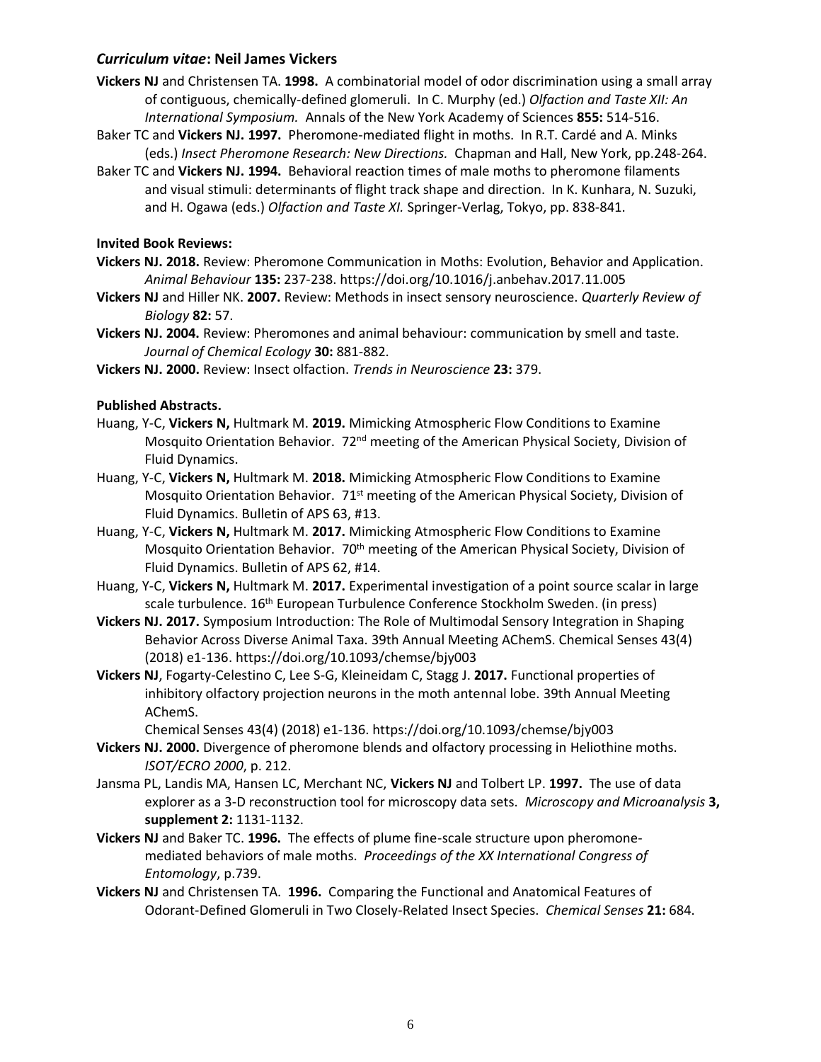## *Curriculum vitae*: Neil James Vickers

**Vickers NJ** and Christensen TA. **1998.** A combinatorial model of odor discrimination using a small array of contiguous, chemically-defined glomeruli. In C. Murphy (ed.) *Olfaction and Taste XII: An International Symposium.* Annals of the New York Academy of Sciences **855:** 514-516.

Baker TC and **Vickers NJ. 1997.** Pheromone-mediated flight in moths. In R.T. Cardé and A. Minks (eds.) *Insect Pheromone Research: New Directions.* Chapman and Hall, New York, pp.248-264.

Baker TC and **Vickers NJ. 1994.** Behavioral reaction times of male moths to pheromone filaments and visual stimuli: determinants of flight track shape and direction. In K. Kunhara, N. Suzuki, and H. Ogawa (eds.) *Olfaction and Taste XI.* Springer-Verlag, Tokyo, pp. 838-841.

**Invited Book Reviews:**

**Vickers NJ. 2018.** Review: Pheromone Communication in Moths: Evolution, Behavior and Application. *Animal Behaviour* **135:** 237-238. https://doi.org/10.1016/j.anbehav.2017.11.005

**Vickers NJ** and Hiller NK. **2007.** Review: Methods in insect sensory neuroscience. *Quarterly Review of Biology* **82:** 57.

**Vickers NJ. 2004.** Review: Pheromones and animal behaviour: communication by smell and taste. *Journal of Chemical Ecology* **30:** 881-882.

**Vickers NJ. 2000.** Review: Insect olfaction. *Trends in Neuroscience* **23:** 379.

**Published Abstracts.**

Huang, Y-C, **Vickers N,** Hultmark M. **2019.** Mimicking Atmospheric Flow Conditions to Examine Mosquito Orientation Behavior. 72nd meeting of the American Physical Society, Division of Fluid Dynamics.

Huang, Y-C, **Vickers N,** Hultmark M. **2018.** Mimicking Atmospheric Flow Conditions to Examine Mosquito Orientation Behavior. 71st meeting of the American Physical Society, Division of Fluid Dynamics. Bulletin of APS 63, #13.

Huang, Y-C, **Vickers N,** Hultmark M. **2017.** Mimicking Atmospheric Flow Conditions to Examine Mosquito Orientation Behavior. 70th meeting of the American Physical Society, Division of Fluid Dynamics. Bulletin of APS 62, #14.

Huang, Y-C, **Vickers N,** Hultmark M. **2017.** Experimental investigation of a point source scalar in large scale turbulence. 16th European Turbulence Conference Stockholm Sweden. (in press)

**Vickers NJ. 2017.** Symposium Introduction: The Role of Multimodal Sensory Integration in Shaping Behavior Across Diverse Animal Taxa. 39th Annual Meeting AChemS. Chemical Senses 43(4) (2018) e1-136. https://doi.org/10.1093/chemse/bjy003

**Vickers NJ**, Fogarty-Celestino C, Lee S-G, Kleineidam C, Stagg J. **2017.** Functional properties of inhibitory olfactory projection neurons in the moth antennal lobe. 39th Annual Meeting AChemS.
Chemical Senses 43(4) (2018) e1-136. https://doi.org/10.1093/chemse/bjy003

**Vickers NJ. 2000.** Divergence of pheromone blends and olfactory processing in Heliothine moths. *ISOT/ECRO 2000*, p. 212.

Jansma PL, Landis MA, Hansen LC, Merchant NC, **Vickers NJ** and Tolbert LP. **1997.** The use of data explorer as a 3-D reconstruction tool for microscopy data sets. *Microscopy and Microanalysis* **3, supplement 2:** 1131-1132.

**Vickers NJ** and Baker TC. **1996.** The effects of plume fine-scale structure upon pheromone-mediated behaviors of male moths. *Proceedings of the XX International Congress of Entomology*, p.739.

**Vickers NJ** and Christensen TA. **1996.** Comparing the Functional and Anatomical Features of Odorant-Defined Glomeruli in Two Closely-Related Insect Species. *Chemical Senses* **21:** 684.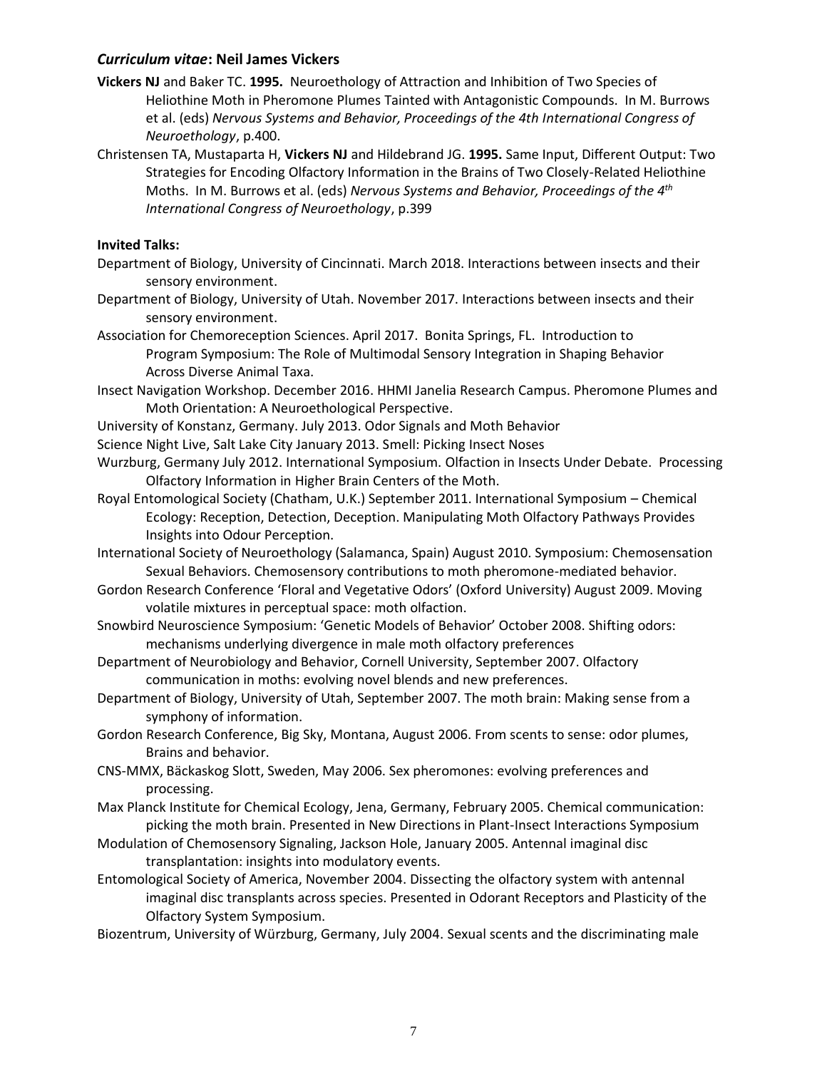## *Curriculum vitae*: Neil James Vickers

**Vickers NJ** and Baker TC. **1995.** Neuroethology of Attraction and Inhibition of Two Species of Heliothine Moth in Pheromone Plumes Tainted with Antagonistic Compounds. In M. Burrows et al. (eds) *Nervous Systems and Behavior, Proceedings of the 4th International Congress of Neuroethology*, p.400.

Christensen TA, Mustaparta H, **Vickers NJ** and Hildebrand JG. **1995.** Same Input, Different Output: Two Strategies for Encoding Olfactory Information in the Brains of Two Closely-Related Heliothine Moths. In M. Burrows et al. (eds) *Nervous Systems and Behavior, Proceedings of the 4th International Congress of Neuroethology*, p.399

**Invited Talks:**

Department of Biology, University of Cincinnati. March 2018. Interactions between insects and their sensory environment.

Department of Biology, University of Utah. November 2017. Interactions between insects and their sensory environment.

Association for Chemoreception Sciences. April 2017. Bonita Springs, FL. Introduction to Program Symposium: The Role of Multimodal Sensory Integration in Shaping Behavior Across Diverse Animal Taxa.

Insect Navigation Workshop. December 2016. HHMI Janelia Research Campus. Pheromone Plumes and Moth Orientation: A Neuroethological Perspective.

University of Konstanz, Germany. July 2013. Odor Signals and Moth Behavior

Science Night Live, Salt Lake City January 2013. Smell: Picking Insect Noses

Wurzburg, Germany July 2012. International Symposium. Olfaction in Insects Under Debate. Processing Olfactory Information in Higher Brain Centers of the Moth.

Royal Entomological Society (Chatham, U.K.) September 2011. International Symposium – Chemical Ecology: Reception, Detection, Deception. Manipulating Moth Olfactory Pathways Provides Insights into Odour Perception.

International Society of Neuroethology (Salamanca, Spain) August 2010. Symposium: Chemosensation Sexual Behaviors. Chemosensory contributions to moth pheromone-mediated behavior.

Gordon Research Conference 'Floral and Vegetative Odors' (Oxford University) August 2009. Moving volatile mixtures in perceptual space: moth olfaction.

Snowbird Neuroscience Symposium: 'Genetic Models of Behavior' October 2008. Shifting odors: mechanisms underlying divergence in male moth olfactory preferences

Department of Neurobiology and Behavior, Cornell University, September 2007. Olfactory communication in moths: evolving novel blends and new preferences.

Department of Biology, University of Utah, September 2007. The moth brain: Making sense from a symphony of information.

Gordon Research Conference, Big Sky, Montana, August 2006. From scents to sense: odor plumes, Brains and behavior.

CNS-MMX, Bäckaskog Slott, Sweden, May 2006. Sex pheromones: evolving preferences and processing.

Max Planck Institute for Chemical Ecology, Jena, Germany, February 2005. Chemical communication: picking the moth brain. Presented in New Directions in Plant-Insect Interactions Symposium

Modulation of Chemosensory Signaling, Jackson Hole, January 2005. Antennal imaginal disc transplantation: insights into modulatory events.

Entomological Society of America, November 2004. Dissecting the olfactory system with antennal imaginal disc transplants across species. Presented in Odorant Receptors and Plasticity of the Olfactory System Symposium.

Biozentrum, University of Würzburg, Germany, July 2004. Sexual scents and the discriminating male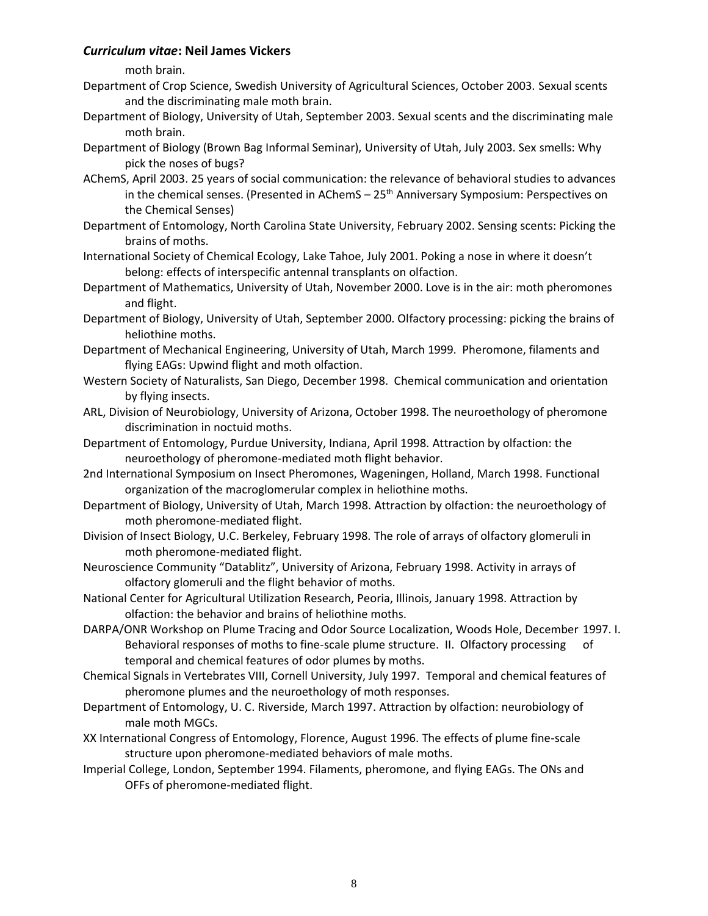moth brain.

Department of Crop Science, Swedish University of Agricultural Sciences, October 2003. Sexual scents and the discriminating male moth brain.

Department of Biology, University of Utah, September 2003. Sexual scents and the discriminating male moth brain.

Department of Biology (Brown Bag Informal Seminar), University of Utah, July 2003. Sex smells: Why pick the noses of bugs?

AChemS, April 2003. 25 years of social communication: the relevance of behavioral studies to advances in the chemical senses. (Presented in AChemS – 25th Anniversary Symposium: Perspectives on the Chemical Senses)

Department of Entomology, North Carolina State University, February 2002. Sensing scents: Picking the brains of moths.

International Society of Chemical Ecology, Lake Tahoe, July 2001. Poking a nose in where it doesn't belong: effects of interspecific antennal transplants on olfaction.

Department of Mathematics, University of Utah, November 2000. Love is in the air: moth pheromones and flight.

Department of Biology, University of Utah, September 2000. Olfactory processing: picking the brains of heliothine moths.

Department of Mechanical Engineering, University of Utah, March 1999. Pheromone, filaments and flying EAGs: Upwind flight and moth olfaction.

Western Society of Naturalists, San Diego, December 1998. Chemical communication and orientation by flying insects.

ARL, Division of Neurobiology, University of Arizona, October 1998. The neuroethology of pheromone discrimination in noctuid moths.

Department of Entomology, Purdue University, Indiana, April 1998. Attraction by olfaction: the neuroethology of pheromone-mediated moth flight behavior.

2nd International Symposium on Insect Pheromones, Wageningen, Holland, March 1998. Functional organization of the macroglomerular complex in heliothine moths.

Department of Biology, University of Utah, March 1998. Attraction by olfaction: the neuroethology of moth pheromone-mediated flight.

Division of Insect Biology, U.C. Berkeley, February 1998. The role of arrays of olfactory glomeruli in moth pheromone-mediated flight.

Neuroscience Community "Datablitz", University of Arizona, February 1998. Activity in arrays of olfactory glomeruli and the flight behavior of moths.

National Center for Agricultural Utilization Research, Peoria, Illinois, January 1998. Attraction by olfaction: the behavior and brains of heliothine moths.

DARPA/ONR Workshop on Plume Tracing and Odor Source Localization, Woods Hole, December 1997. I. Behavioral responses of moths to fine-scale plume structure. II. Olfactory processing of temporal and chemical features of odor plumes by moths.

Chemical Signals in Vertebrates VIII, Cornell University, July 1997. Temporal and chemical features of pheromone plumes and the neuroethology of moth responses.

Department of Entomology, U. C. Riverside, March 1997. Attraction by olfaction: neurobiology of male moth MGCs.

XX International Congress of Entomology, Florence, August 1996. The effects of plume fine-scale structure upon pheromone-mediated behaviors of male moths.

Imperial College, London, September 1994. Filaments, pheromone, and flying EAGs. The ONs and OFFs of pheromone-mediated flight.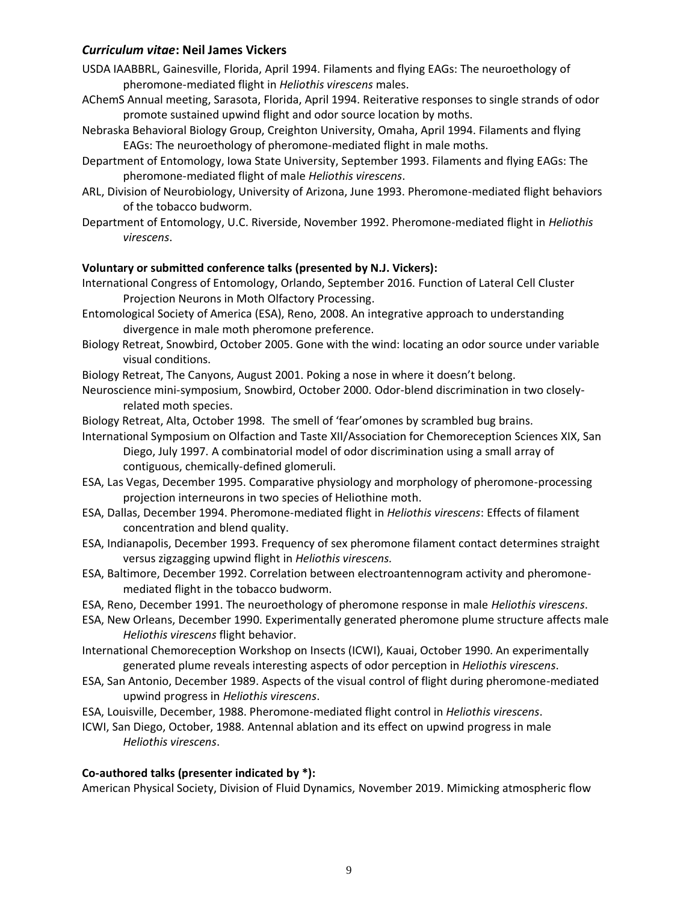## *Curriculum vitae*: Neil James Vickers

USDA IAABBRL, Gainesville, Florida, April 1994. Filaments and flying EAGs: The neuroethology of pheromone-mediated flight in *Heliothis virescens* males.

AChemS Annual meeting, Sarasota, Florida, April 1994. Reiterative responses to single strands of odor promote sustained upwind flight and odor source location by moths.

Nebraska Behavioral Biology Group, Creighton University, Omaha, April 1994. Filaments and flying EAGs: The neuroethology of pheromone-mediated flight in male moths.

Department of Entomology, Iowa State University, September 1993. Filaments and flying EAGs: The pheromone-mediated flight of male *Heliothis virescens*.

ARL, Division of Neurobiology, University of Arizona, June 1993. Pheromone-mediated flight behaviors of the tobacco budworm.

Department of Entomology, U.C. Riverside, November 1992. Pheromone-mediated flight in *Heliothis virescens*.

**Voluntary or submitted conference talks (presented by N.J. Vickers):**

International Congress of Entomology, Orlando, September 2016. Function of Lateral Cell Cluster Projection Neurons in Moth Olfactory Processing.

Entomological Society of America (ESA), Reno, 2008. An integrative approach to understanding divergence in male moth pheromone preference.

Biology Retreat, Snowbird, October 2005. Gone with the wind: locating an odor source under variable visual conditions.

Biology Retreat, The Canyons, August 2001. Poking a nose in where it doesn't belong.

Neuroscience mini-symposium, Snowbird, October 2000. Odor-blend discrimination in two closely-related moth species.

Biology Retreat, Alta, October 1998. The smell of 'fear'omones by scrambled bug brains.

International Symposium on Olfaction and Taste XII/Association for Chemoreception Sciences XIX, San Diego, July 1997. A combinatorial model of odor discrimination using a small array of contiguous, chemically-defined glomeruli.

ESA, Las Vegas, December 1995. Comparative physiology and morphology of pheromone-processing projection interneurons in two species of Heliothine moth.

ESA, Dallas, December 1994. Pheromone-mediated flight in *Heliothis virescens*: Effects of filament concentration and blend quality.

ESA, Indianapolis, December 1993. Frequency of sex pheromone filament contact determines straight versus zigzagging upwind flight in *Heliothis virescens.*

ESA, Baltimore, December 1992. Correlation between electroantennogram activity and pheromone-mediated flight in the tobacco budworm.

ESA, Reno, December 1991. The neuroethology of pheromone response in male *Heliothis virescens*.

ESA, New Orleans, December 1990. Experimentally generated pheromone plume structure affects male *Heliothis virescens* flight behavior.

International Chemoreception Workshop on Insects (ICWI), Kauai, October 1990. An experimentally generated plume reveals interesting aspects of odor perception in *Heliothis virescens*.

ESA, San Antonio, December 1989. Aspects of the visual control of flight during pheromone-mediated upwind progress in *Heliothis virescens*.

ESA, Louisville, December, 1988. Pheromone-mediated flight control in *Heliothis virescens*.

ICWI, San Diego, October, 1988. Antennal ablation and its effect on upwind progress in male *Heliothis virescens*.

**Co-authored talks (presenter indicated by *):**

American Physical Society, Division of Fluid Dynamics, November 2019. Mimicking atmospheric flow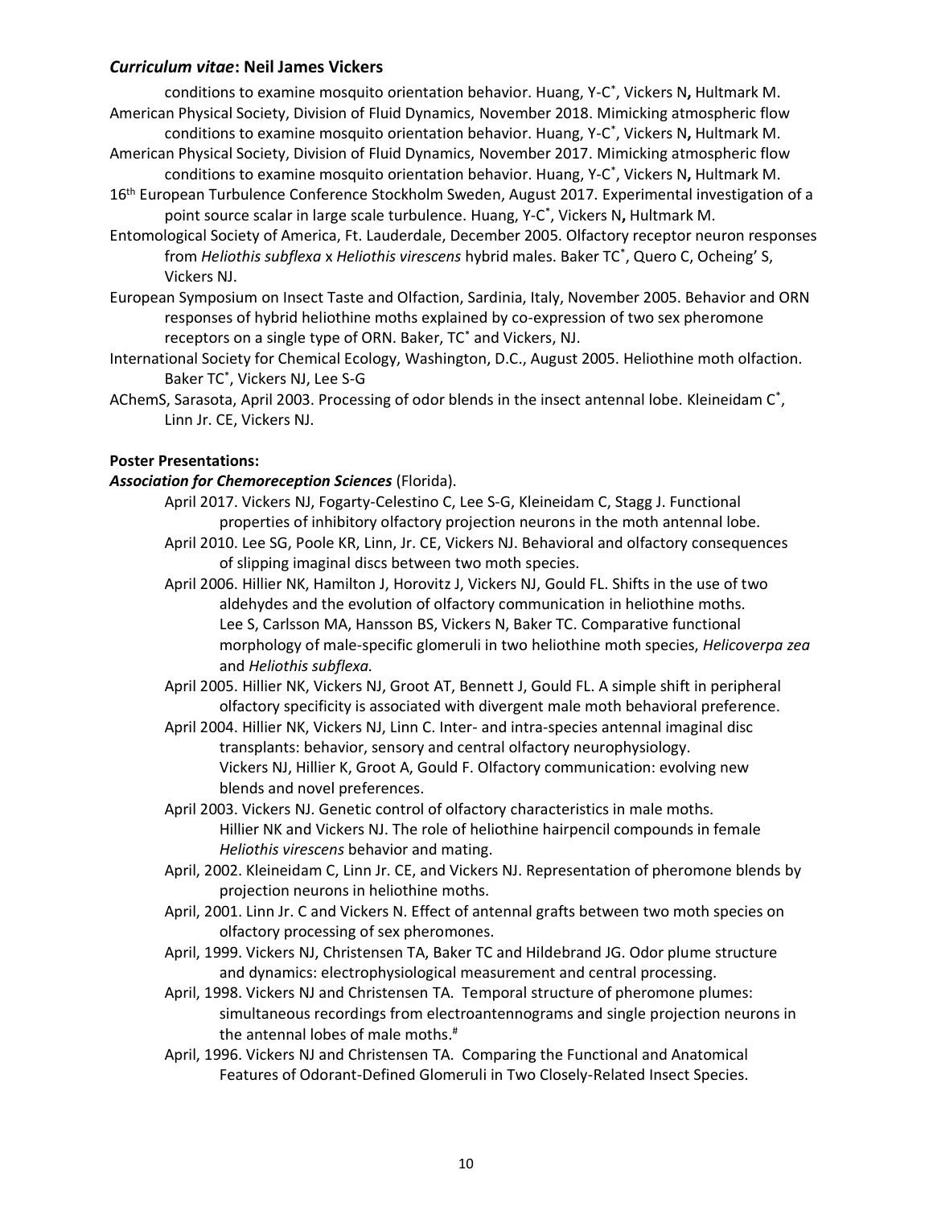conditions to examine mosquito orientation behavior. Huang, Y-C*, Vickers N**,** Hultmark M.

American Physical Society, Division of Fluid Dynamics, November 2018. Mimicking atmospheric flow conditions to examine mosquito orientation behavior. Huang, Y-C*, Vickers N**,** Hultmark M.

American Physical Society, Division of Fluid Dynamics, November 2017. Mimicking atmospheric flow conditions to examine mosquito orientation behavior. Huang, Y-C*, Vickers N**,** Hultmark M.

16th European Turbulence Conference Stockholm Sweden, August 2017. Experimental investigation of a point source scalar in large scale turbulence. Huang, Y-C*, Vickers N**,** Hultmark M.

Entomological Society of America, Ft. Lauderdale, December 2005. Olfactory receptor neuron responses from *Heliothis subflexa* x *Heliothis virescens* hybrid males. Baker TC*, Quero C, Ocheing' S, Vickers NJ.

European Symposium on Insect Taste and Olfaction, Sardinia, Italy, November 2005. Behavior and ORN responses of hybrid heliothine moths explained by co-expression of two sex pheromone receptors on a single type of ORN. Baker, TC* and Vickers, NJ.

International Society for Chemical Ecology, Washington, D.C., August 2005. Heliothine moth olfaction. Baker TC*, Vickers NJ, Lee S-G

AChemS, Sarasota, April 2003. Processing of odor blends in the insect antennal lobe. Kleineidam C*, Linn Jr. CE, Vickers NJ.

**Poster Presentations:**

***Association for Chemoreception Sciences*** (Florida).

April 2017. Vickers NJ, Fogarty-Celestino C, Lee S-G, Kleineidam C, Stagg J. Functional properties of inhibitory olfactory projection neurons in the moth antennal lobe.

April 2010. Lee SG, Poole KR, Linn, Jr. CE, Vickers NJ. Behavioral and olfactory consequences of slipping imaginal discs between two moth species.

April 2006. Hillier NK, Hamilton J, Horovitz J, Vickers NJ, Gould FL. Shifts in the use of two aldehydes and the evolution of olfactory communication in heliothine moths.
Lee S, Carlsson MA, Hansson BS, Vickers N, Baker TC. Comparative functional morphology of male-specific glomeruli in two heliothine moth species, *Helicoverpa zea* and *Heliothis subflexa.*

April 2005. Hillier NK, Vickers NJ, Groot AT, Bennett J, Gould FL. A simple shift in peripheral olfactory specificity is associated with divergent male moth behavioral preference.

April 2004. Hillier NK, Vickers NJ, Linn C. Inter- and intra-species antennal imaginal disc transplants: behavior, sensory and central olfactory neurophysiology.
Vickers NJ, Hillier K, Groot A, Gould F. Olfactory communication: evolving new blends and novel preferences.

April 2003. Vickers NJ. Genetic control of olfactory characteristics in male moths.
Hillier NK and Vickers NJ. The role of heliothine hairpencil compounds in female *Heliothis virescens* behavior and mating.

April, 2002. Kleineidam C, Linn Jr. CE, and Vickers NJ. Representation of pheromone blends by projection neurons in heliothine moths.

April, 2001. Linn Jr. C and Vickers N. Effect of antennal grafts between two moth species on olfactory processing of sex pheromones.

April, 1999. Vickers NJ, Christensen TA, Baker TC and Hildebrand JG. Odor plume structure and dynamics: electrophysiological measurement and central processing.

April, 1998. Vickers NJ and Christensen TA. Temporal structure of pheromone plumes: simultaneous recordings from electroantennograms and single projection neurons in the antennal lobes of male moths.#

April, 1996. Vickers NJ and Christensen TA. Comparing the Functional and Anatomical Features of Odorant-Defined Glomeruli in Two Closely-Related Insect Species.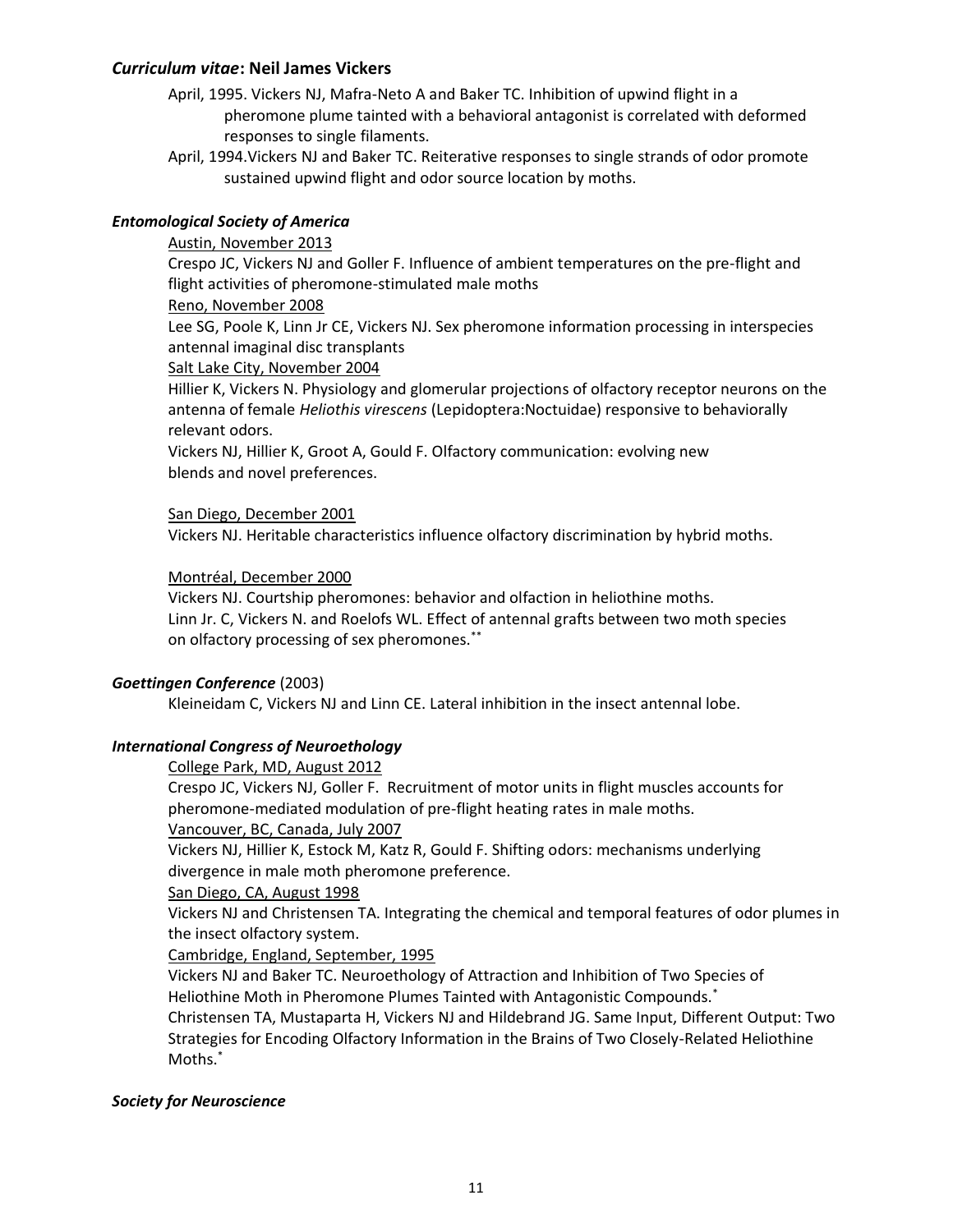## *Curriculum vitae*: Neil James Vickers

April, 1995. Vickers NJ, Mafra-Neto A and Baker TC. Inhibition of upwind flight in a pheromone plume tainted with a behavioral antagonist is correlated with deformed responses to single filaments.

April, 1994.Vickers NJ and Baker TC. Reiterative responses to single strands of odor promote sustained upwind flight and odor source location by moths.

### *Entomological Society of America*

Austin, November 2013

Crespo JC, Vickers NJ and Goller F. Influence of ambient temperatures on the pre-flight and flight activities of pheromone-stimulated male moths

Reno, November 2008

Lee SG, Poole K, Linn Jr CE, Vickers NJ. Sex pheromone information processing in interspecies antennal imaginal disc transplants

Salt Lake City, November 2004

Hillier K, Vickers N. Physiology and glomerular projections of olfactory receptor neurons on the antenna of female *Heliothis virescens* (Lepidoptera:Noctuidae) responsive to behaviorally relevant odors.

Vickers NJ, Hillier K, Groot A, Gould F. Olfactory communication: evolving new blends and novel preferences.

San Diego, December 2001

Vickers NJ. Heritable characteristics influence olfactory discrimination by hybrid moths.

Montréal, December 2000

Vickers NJ. Courtship pheromones: behavior and olfaction in heliothine moths.

Linn Jr. C, Vickers N. and Roelofs WL. Effect of antennal grafts between two moth species on olfactory processing of sex pheromones.**

### *Goettingen Conference* (2003)

Kleineidam C, Vickers NJ and Linn CE. Lateral inhibition in the insect antennal lobe.

### *International Congress of Neuroethology*

College Park, MD, August 2012

Crespo JC, Vickers NJ, Goller F. Recruitment of motor units in flight muscles accounts for pheromone-mediated modulation of pre-flight heating rates in male moths.

Vancouver, BC, Canada, July 2007

Vickers NJ, Hillier K, Estock M, Katz R, Gould F. Shifting odors: mechanisms underlying divergence in male moth pheromone preference.

San Diego, CA, August 1998

Vickers NJ and Christensen TA. Integrating the chemical and temporal features of odor plumes in the insect olfactory system.

Cambridge, England, September, 1995

Vickers NJ and Baker TC. Neuroethology of Attraction and Inhibition of Two Species of Heliothine Moth in Pheromone Plumes Tainted with Antagonistic Compounds.*

Christensen TA, Mustaparta H, Vickers NJ and Hildebrand JG. Same Input, Different Output: Two Strategies for Encoding Olfactory Information in the Brains of Two Closely-Related Heliothine Moths.*

### *Society for Neuroscience*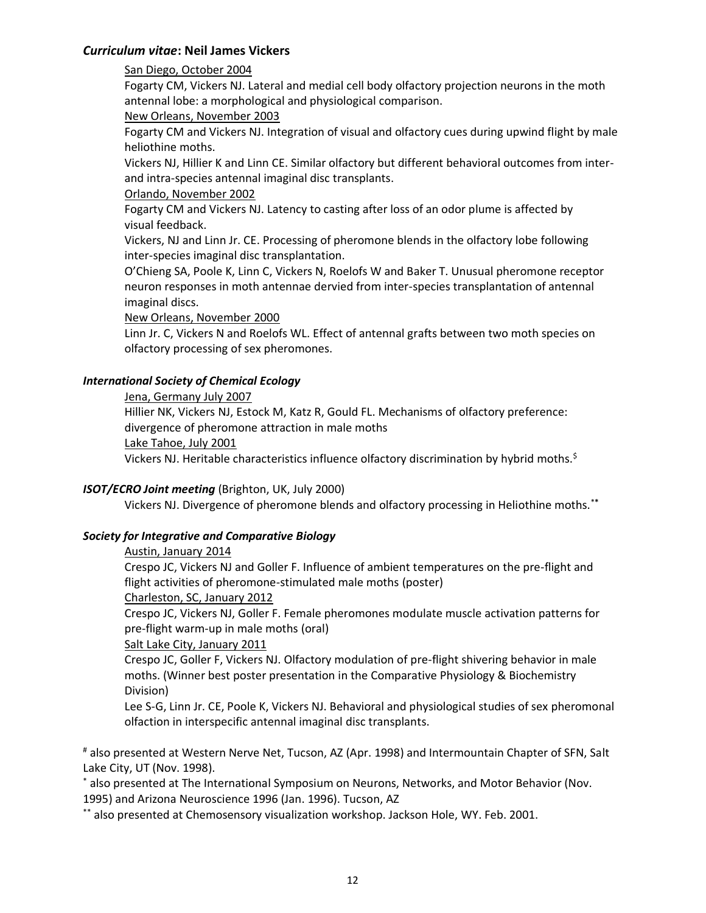### *Curriculum vitae*: Neil James Vickers

San Diego, October 2004

Fogarty CM, Vickers NJ. Lateral and medial cell body olfactory projection neurons in the moth antennal lobe: a morphological and physiological comparison.

New Orleans, November 2003

Fogarty CM and Vickers NJ. Integration of visual and olfactory cues during upwind flight by male heliothine moths.

Vickers NJ, Hillier K and Linn CE. Similar olfactory but different behavioral outcomes from inter- and intra-species antennal imaginal disc transplants.

Orlando, November 2002

Fogarty CM and Vickers NJ. Latency to casting after loss of an odor plume is affected by visual feedback.

Vickers, NJ and Linn Jr. CE. Processing of pheromone blends in the olfactory lobe following inter-species imaginal disc transplantation.

O'Chieng SA, Poole K, Linn C, Vickers N, Roelofs W and Baker T. Unusual pheromone receptor neuron responses in moth antennae dervied from inter-species transplantation of antennal imaginal discs.

New Orleans, November 2000

Linn Jr. C, Vickers N and Roelofs WL. Effect of antennal grafts between two moth species on olfactory processing of sex pheromones.

### *International Society of Chemical Ecology*

Jena, Germany July 2007

Hillier NK, Vickers NJ, Estock M, Katz R, Gould FL. Mechanisms of olfactory preference: divergence of pheromone attraction in male moths

Lake Tahoe, July 2001

Vickers NJ. Heritable characteristics influence olfactory discrimination by hybrid moths.[$]

### *ISOT/ECRO Joint meeting* (Brighton, UK, July 2000)

Vickers NJ. Divergence of pheromone blends and olfactory processing in Heliothine moths.[**]

### *Society for Integrative and Comparative Biology*

Austin, January 2014

Crespo JC, Vickers NJ and Goller F. Influence of ambient temperatures on the pre-flight and flight activities of pheromone-stimulated male moths (poster)

Charleston, SC, January 2012

Crespo JC, Vickers NJ, Goller F. Female pheromones modulate muscle activation patterns for pre-flight warm-up in male moths (oral)

Salt Lake City, January 2011

Crespo JC, Goller F, Vickers NJ. Olfactory modulation of pre-flight shivering behavior in male moths. (Winner best poster presentation in the Comparative Physiology & Biochemistry Division)

Lee S-G, Linn Jr. CE, Poole K, Vickers NJ. Behavioral and physiological studies of sex pheromonal olfaction in interspecific antennal imaginal disc transplants.

[#] also presented at Western Nerve Net, Tucson, AZ (Apr. 1998) and Intermountain Chapter of SFN, Salt Lake City, UT (Nov. 1998).

[*] also presented at The International Symposium on Neurons, Networks, and Motor Behavior (Nov. 1995) and Arizona Neuroscience 1996 (Jan. 1996). Tucson, AZ

[**] also presented at Chemosensory visualization workshop. Jackson Hole, WY. Feb. 2001.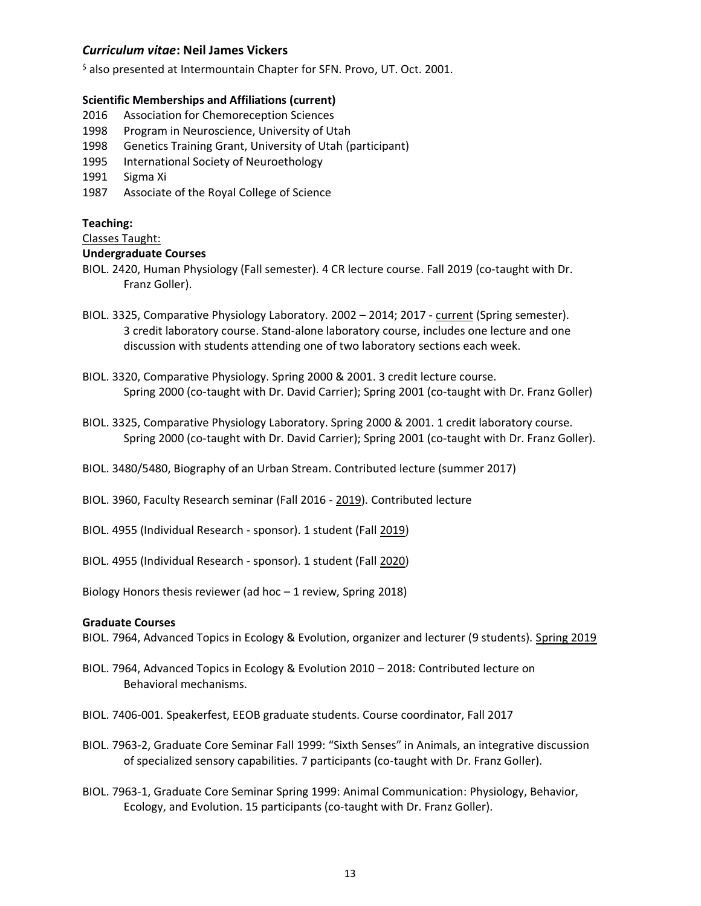## *Curriculum vitae*: Neil James Vickers

$ also presented at Intermountain Chapter for SFN. Provo, UT. Oct. 2001.

**Scientific Memberships and Affiliations (current)**

- 2016 Association for Chemoreception Sciences
- 1998 Program in Neuroscience, University of Utah
- 1998 Genetics Training Grant, University of Utah (participant)
- 1995 International Society of Neuroethology
- 1991 Sigma Xi
- 1987 Associate of the Royal College of Science

**Teaching:**

Classes Taught:

**Undergraduate Courses**

BIOL. 2420, Human Physiology (Fall semester). 4 CR lecture course. Fall 2019 (co-taught with Dr. Franz Goller).

BIOL. 3325, Comparative Physiology Laboratory. 2002 – 2014; 2017 - current (Spring semester). 3 credit laboratory course. Stand-alone laboratory course, includes one lecture and one discussion with students attending one of two laboratory sections each week.

BIOL. 3320, Comparative Physiology. Spring 2000 & 2001. 3 credit lecture course. Spring 2000 (co-taught with Dr. David Carrier); Spring 2001 (co-taught with Dr. Franz Goller)

BIOL. 3325, Comparative Physiology Laboratory. Spring 2000 & 2001. 1 credit laboratory course. Spring 2000 (co-taught with Dr. David Carrier); Spring 2001 (co-taught with Dr. Franz Goller).

BIOL. 3480/5480, Biography of an Urban Stream. Contributed lecture (summer 2017)

BIOL. 3960, Faculty Research seminar (Fall 2016 - 2019). Contributed lecture

BIOL. 4955 (Individual Research - sponsor). 1 student (Fall 2019)

BIOL. 4955 (Individual Research - sponsor). 1 student (Fall 2020)

Biology Honors thesis reviewer (ad hoc – 1 review, Spring 2018)

**Graduate Courses**

BIOL. 7964, Advanced Topics in Ecology & Evolution, organizer and lecturer (9 students). Spring 2019

BIOL. 7964, Advanced Topics in Ecology & Evolution 2010 – 2018: Contributed lecture on Behavioral mechanisms.

BIOL. 7406-001. Speakerfest, EEOB graduate students. Course coordinator, Fall 2017

BIOL. 7963-2, Graduate Core Seminar Fall 1999: "Sixth Senses" in Animals, an integrative discussion of specialized sensory capabilities. 7 participants (co-taught with Dr. Franz Goller).

BIOL. 7963-1, Graduate Core Seminar Spring 1999: Animal Communication: Physiology, Behavior, Ecology, and Evolution. 15 participants (co-taught with Dr. Franz Goller).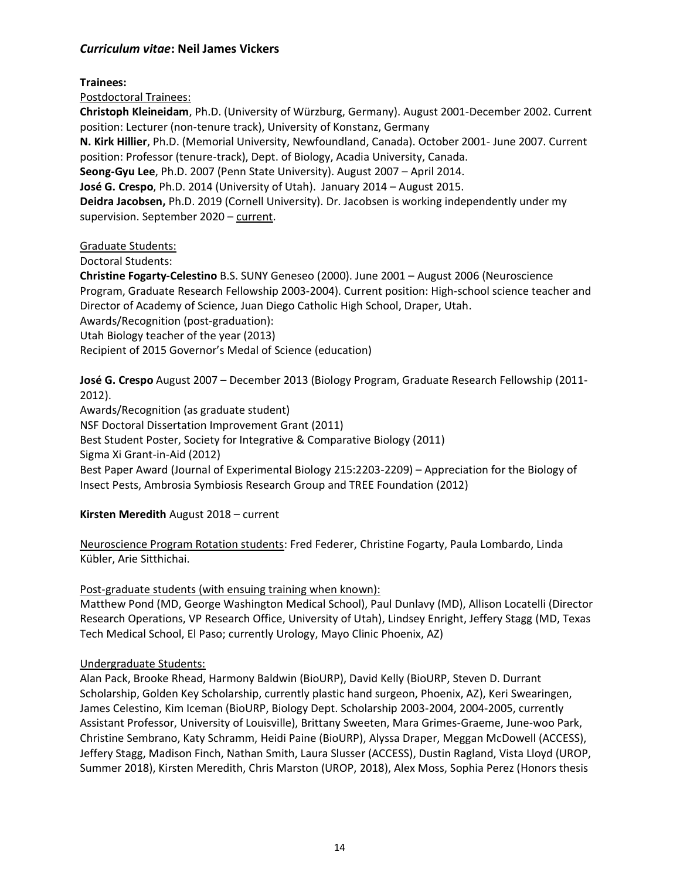## *Curriculum vitae*: Neil James Vickers

**Trainees:**

Postdoctoral Trainees:

**Christoph Kleineidam**, Ph.D. (University of Würzburg, Germany). August 2001-December 2002. Current position: Lecturer (non-tenure track), University of Konstanz, Germany

**N. Kirk Hillier**, Ph.D. (Memorial University, Newfoundland, Canada). October 2001- June 2007. Current position: Professor (tenure-track), Dept. of Biology, Acadia University, Canada.

**Seong-Gyu Lee**, Ph.D. 2007 (Penn State University). August 2007 – April 2014.

**José G. Crespo**, Ph.D. 2014 (University of Utah). January 2014 – August 2015.

**Deidra Jacobsen,** Ph.D. 2019 (Cornell University). Dr. Jacobsen is working independently under my supervision. September 2020 – current.

Graduate Students:

Doctoral Students:

**Christine Fogarty-Celestino** B.S. SUNY Geneseo (2000). June 2001 – August 2006 (Neuroscience Program, Graduate Research Fellowship 2003-2004). Current position: High-school science teacher and Director of Academy of Science, Juan Diego Catholic High School, Draper, Utah.
Awards/Recognition (post-graduation):
Utah Biology teacher of the year (2013)
Recipient of 2015 Governor's Medal of Science (education)

**José G. Crespo** August 2007 – December 2013 (Biology Program, Graduate Research Fellowship (2011-2012).
Awards/Recognition (as graduate student)
NSF Doctoral Dissertation Improvement Grant (2011)
Best Student Poster, Society for Integrative & Comparative Biology (2011)
Sigma Xi Grant-in-Aid (2012)
Best Paper Award (Journal of Experimental Biology 215:2203-2209) – Appreciation for the Biology of Insect Pests, Ambrosia Symbiosis Research Group and TREE Foundation (2012)

**Kirsten Meredith** August 2018 – current

Neuroscience Program Rotation students: Fred Federer, Christine Fogarty, Paula Lombardo, Linda Kübler, Arie Sitthichai.

Post-graduate students (with ensuing training when known):

Matthew Pond (MD, George Washington Medical School), Paul Dunlavy (MD), Allison Locatelli (Director Research Operations, VP Research Office, University of Utah), Lindsey Enright, Jeffery Stagg (MD, Texas Tech Medical School, El Paso; currently Urology, Mayo Clinic Phoenix, AZ)

Undergraduate Students:

Alan Pack, Brooke Rhead, Harmony Baldwin (BioURP), David Kelly (BioURP, Steven D. Durrant Scholarship, Golden Key Scholarship, currently plastic hand surgeon, Phoenix, AZ), Keri Swearingen, James Celestino, Kim Iceman (BioURP, Biology Dept. Scholarship 2003-2004, 2004-2005, currently Assistant Professor, University of Louisville), Brittany Sweeten, Mara Grimes-Graeme, June-woo Park, Christine Sembrano, Katy Schramm, Heidi Paine (BioURP), Alyssa Draper, Meggan McDowell (ACCESS), Jeffery Stagg, Madison Finch, Nathan Smith, Laura Slusser (ACCESS), Dustin Ragland, Vista Lloyd (UROP, Summer 2018), Kirsten Meredith, Chris Marston (UROP, 2018), Alex Moss, Sophia Perez (Honors thesis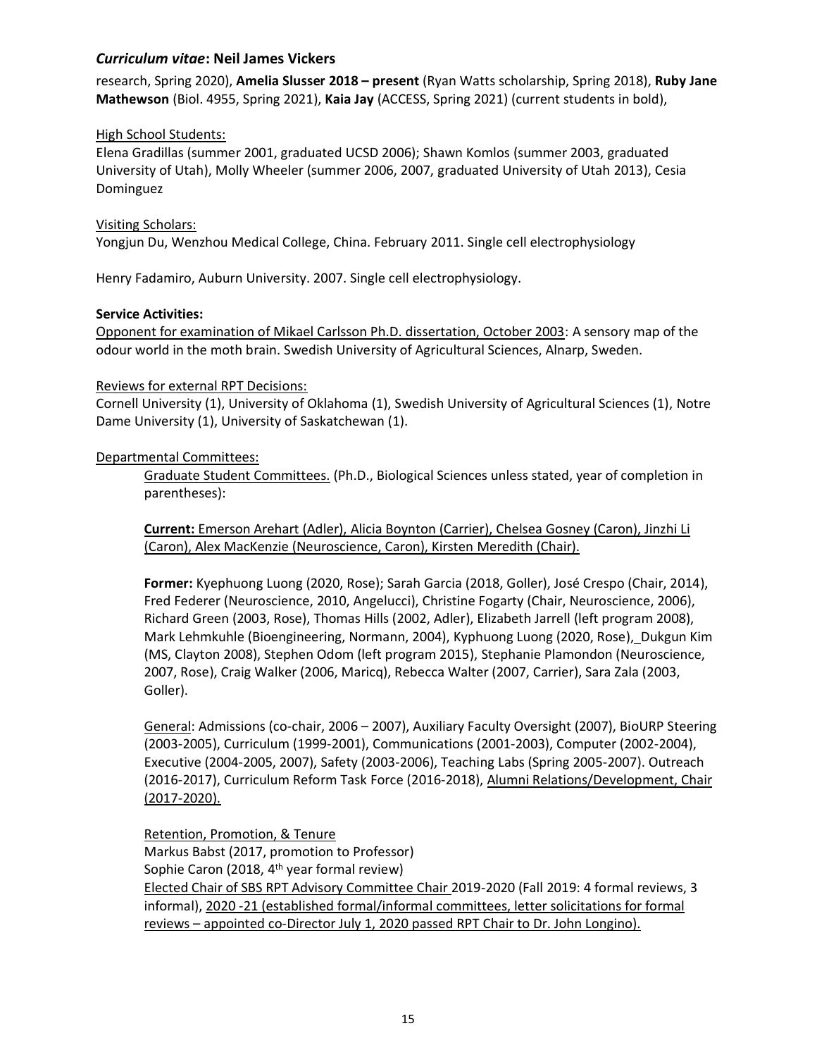research, Spring 2020), **Amelia Slusser 2018 – present** (Ryan Watts scholarship, Spring 2018), **Ruby Jane Mathewson** (Biol. 4955, Spring 2021), **Kaia Jay** (ACCESS, Spring 2021) (current students in bold),

<u>High School Students:</u>
Elena Gradillas (summer 2001, graduated UCSD 2006); Shawn Komlos (summer 2003, graduated University of Utah), Molly Wheeler (summer 2006, 2007, graduated University of Utah 2013), Cesia Dominguez

<u>Visiting Scholars:</u>
Yongjun Du, Wenzhou Medical College, China. February 2011. Single cell electrophysiology

Henry Fadamiro, Auburn University. 2007. Single cell electrophysiology.

**Service Activities:**

<u>Opponent for examination of Mikael Carlsson Ph.D. dissertation, October 2003</u>: A sensory map of the odour world in the moth brain. Swedish University of Agricultural Sciences, Alnarp, Sweden.

<u>Reviews for external RPT Decisions:</u>
Cornell University (1), University of Oklahoma (1), Swedish University of Agricultural Sciences (1), Notre Dame University (1), University of Saskatchewan (1).

<u>Departmental Committees:</u>

<u>Graduate Student Committees.</u> (Ph.D., Biological Sciences unless stated, year of completion in parentheses):

**<u>Current:</u>** <u>Emerson Arehart (Adler), Alicia Boynton (Carrier), Chelsea Gosney (Caron), Jinzhi Li (Caron), Alex MacKenzie (Neuroscience, Caron), Kirsten Meredith (Chair).</u>

**Former:** Kyephuong Luong (2020, Rose); Sarah Garcia (2018, Goller), José Crespo (Chair, 2014), Fred Federer (Neuroscience, 2010, Angelucci), Christine Fogarty (Chair, Neuroscience, 2006), Richard Green (2003, Rose), Thomas Hills (2002, Adler), Elizabeth Jarrell (left program 2008), Mark Lehmkuhle (Bioengineering, Normann, 2004), Kyphuong Luong (2020, Rose), Dukgun Kim (MS, Clayton 2008), Stephen Odom (left program 2015), Stephanie Plamondon (Neuroscience, 2007, Rose), Craig Walker (2006, Maricq), Rebecca Walter (2007, Carrier), Sara Zala (2003, Goller).

<u>General</u>: Admissions (co-chair, 2006 – 2007), Auxiliary Faculty Oversight (2007), BioURP Steering (2003-2005), Curriculum (1999-2001), Communications (2001-2003), Computer (2002-2004), Executive (2004-2005, 2007), Safety (2003-2006), Teaching Labs (Spring 2005-2007). Outreach (2016-2017), Curriculum Reform Task Force (2016-2018), <u>Alumni Relations/Development, Chair (2017-2020).</u>

<u>Retention, Promotion, & Tenure</u>
Markus Babst (2017, promotion to Professor)
Sophie Caron (2018, 4th year formal review)
<u>Elected Chair of SBS RPT Advisory Committee Chair</u> 2019-2020 (Fall 2019: 4 formal reviews, 3 informal), <u>2020 -21 (established formal/informal committees, letter solicitations for formal reviews – appointed co-Director July 1, 2020 passed RPT Chair to Dr. John Longino).</u>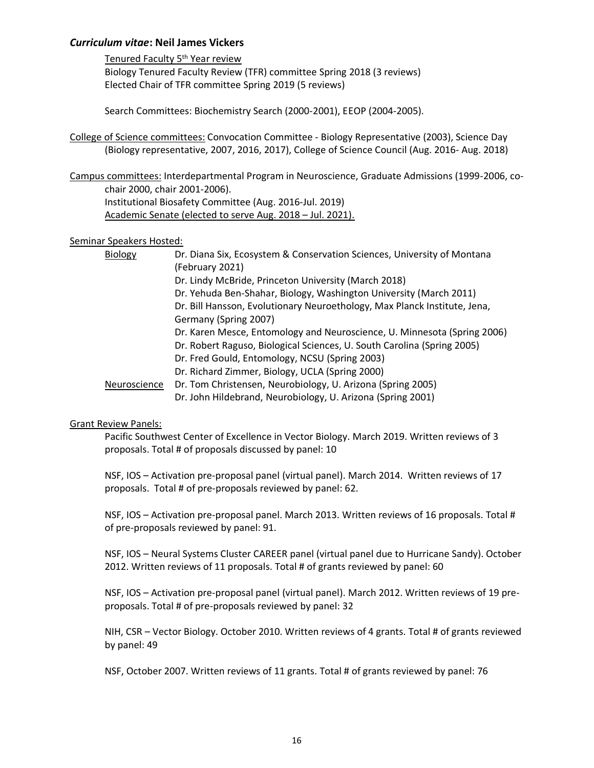### *Curriculum vitae*: Neil James Vickers

Tenured Faculty 5th Year review
Biology Tenured Faculty Review (TFR) committee Spring 2018 (3 reviews)
Elected Chair of TFR committee Spring 2019 (5 reviews)

Search Committees: Biochemistry Search (2000-2001), EEOP (2004-2005).

College of Science committees: Convocation Committee - Biology Representative (2003), Science Day (Biology representative, 2007, 2016, 2017), College of Science Council (Aug. 2016- Aug. 2018)

Campus committees: Interdepartmental Program in Neuroscience, Graduate Admissions (1999-2006, co-chair 2000, chair 2001-2006).
Institutional Biosafety Committee (Aug. 2016-Jul. 2019)
Academic Senate (elected to serve Aug. 2018 – Jul. 2021).

Seminar Speakers Hosted:

Biology
- Dr. Diana Six, Ecosystem & Conservation Sciences, University of Montana (February 2021)
- Dr. Lindy McBride, Princeton University (March 2018)
- Dr. Yehuda Ben-Shahar, Biology, Washington University (March 2011)
- Dr. Bill Hansson, Evolutionary Neuroethology, Max Planck Institute, Jena, Germany (Spring 2007)
- Dr. Karen Mesce, Entomology and Neuroscience, U. Minnesota (Spring 2006)
- Dr. Robert Raguso, Biological Sciences, U. South Carolina (Spring 2005)
- Dr. Fred Gould, Entomology, NCSU (Spring 2003)
- Dr. Richard Zimmer, Biology, UCLA (Spring 2000)

Neuroscience
- Dr. Tom Christensen, Neurobiology, U. Arizona (Spring 2005)
- Dr. John Hildebrand, Neurobiology, U. Arizona (Spring 2001)

Grant Review Panels:

Pacific Southwest Center of Excellence in Vector Biology. March 2019. Written reviews of 3 proposals. Total # of proposals discussed by panel: 10

NSF, IOS – Activation pre-proposal panel (virtual panel). March 2014. Written reviews of 17 proposals. Total # of pre-proposals reviewed by panel: 62.

NSF, IOS – Activation pre-proposal panel. March 2013. Written reviews of 16 proposals. Total # of pre-proposals reviewed by panel: 91.

NSF, IOS – Neural Systems Cluster CAREER panel (virtual panel due to Hurricane Sandy). October 2012. Written reviews of 11 proposals. Total # of grants reviewed by panel: 60

NSF, IOS – Activation pre-proposal panel (virtual panel). March 2012. Written reviews of 19 pre-proposals. Total # of pre-proposals reviewed by panel: 32

NIH, CSR – Vector Biology. October 2010. Written reviews of 4 grants. Total # of grants reviewed by panel: 49

NSF, October 2007. Written reviews of 11 grants. Total # of grants reviewed by panel: 76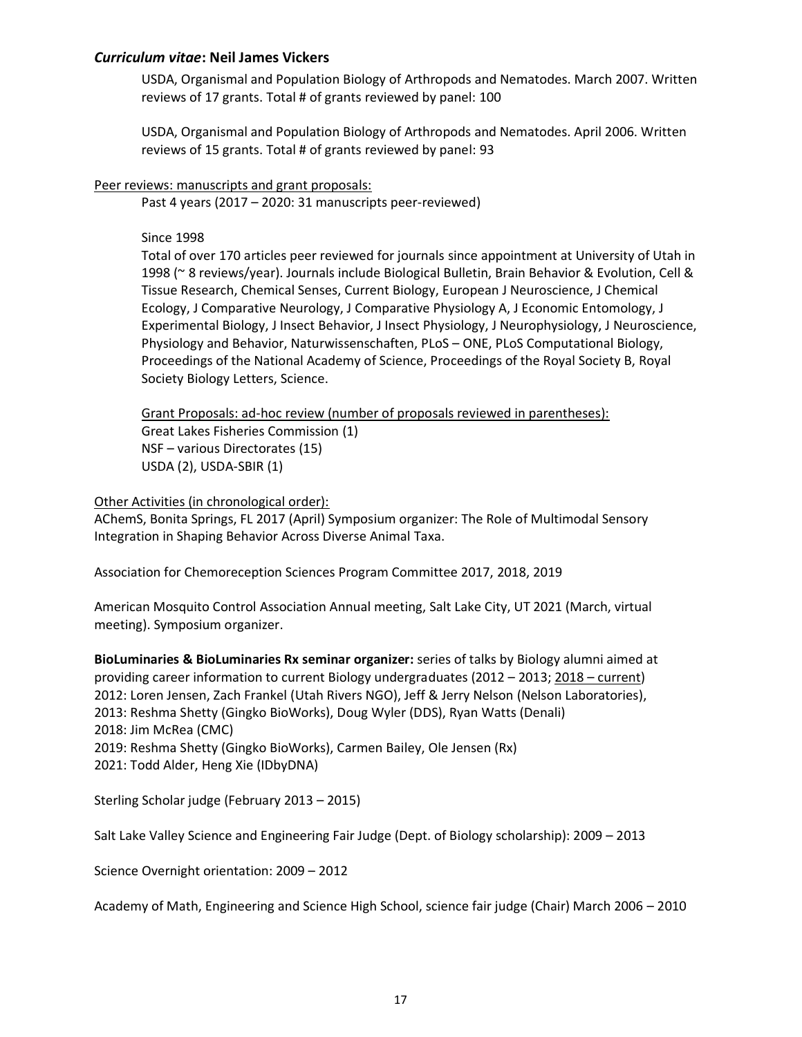USDA, Organismal and Population Biology of Arthropods and Nematodes. March 2007. Written reviews of 17 grants. Total # of grants reviewed by panel: 100

USDA, Organismal and Population Biology of Arthropods and Nematodes. April 2006. Written reviews of 15 grants. Total # of grants reviewed by panel: 93

<u>Peer reviews: manuscripts and grant proposals:</u>

Past 4 years (2017 – 2020: 31 manuscripts peer-reviewed)

Since 1998

Total of over 170 articles peer reviewed for journals since appointment at University of Utah in 1998 (~ 8 reviews/year). Journals include Biological Bulletin, Brain Behavior & Evolution, Cell & Tissue Research, Chemical Senses, Current Biology, European J Neuroscience, J Chemical Ecology, J Comparative Neurology, J Comparative Physiology A, J Economic Entomology, J Experimental Biology, J Insect Behavior, J Insect Physiology, J Neurophysiology, J Neuroscience, Physiology and Behavior, Naturwissenschaften, PLoS – ONE, PLoS Computational Biology, Proceedings of the National Academy of Science, Proceedings of the Royal Society B, Royal Society Biology Letters, Science.

<u>Grant Proposals: ad-hoc review (number of proposals reviewed in parentheses):</u>

Great Lakes Fisheries Commission (1)
NSF – various Directorates (15)
USDA (2), USDA-SBIR (1)

<u>Other Activities (in chronological order):</u>

AChemS, Bonita Springs, FL 2017 (April) Symposium organizer: The Role of Multimodal Sensory Integration in Shaping Behavior Across Diverse Animal Taxa.

Association for Chemoreception Sciences Program Committee 2017, 2018, 2019

American Mosquito Control Association Annual meeting, Salt Lake City, UT 2021 (March, virtual meeting). Symposium organizer.

**BioLuminaries & BioLuminaries Rx seminar organizer:** series of talks by Biology alumni aimed at providing career information to current Biology undergraduates (2012 – 2013; <u>2018 – current</u>)
2012: Loren Jensen, Zach Frankel (Utah Rivers NGO), Jeff & Jerry Nelson (Nelson Laboratories),
2013: Reshma Shetty (Gingko BioWorks), Doug Wyler (DDS), Ryan Watts (Denali)
2018: Jim McRea (CMC)
2019: Reshma Shetty (Gingko BioWorks), Carmen Bailey, Ole Jensen (Rx)
2021: Todd Alder, Heng Xie (IDbyDNA)

Sterling Scholar judge (February 2013 – 2015)

Salt Lake Valley Science and Engineering Fair Judge (Dept. of Biology scholarship): 2009 – 2013

Science Overnight orientation: 2009 – 2012

Academy of Math, Engineering and Science High School, science fair judge (Chair) March 2006 – 2010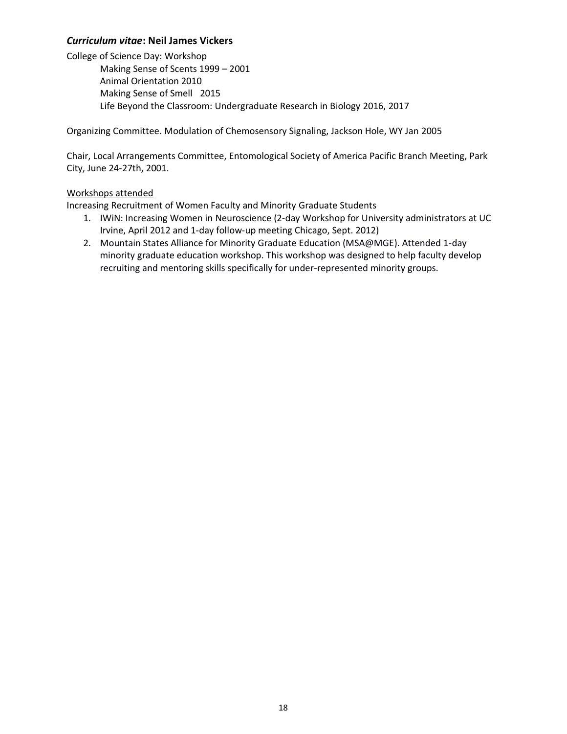College of Science Day: Workshop

Making Sense of Scents 1999 – 2001
Animal Orientation 2010
Making Sense of Smell 2015
Life Beyond the Classroom: Undergraduate Research in Biology 2016, 2017

Organizing Committee. Modulation of Chemosensory Signaling, Jackson Hole, WY Jan 2005

Chair, Local Arrangements Committee, Entomological Society of America Pacific Branch Meeting, Park City, June 24-27th, 2001.

<u>Workshops attended</u>

Increasing Recruitment of Women Faculty and Minority Graduate Students

1. IWiN: Increasing Women in Neuroscience (2-day Workshop for University administrators at UC Irvine, April 2012 and 1-day follow-up meeting Chicago, Sept. 2012)
2. Mountain States Alliance for Minority Graduate Education (MSA@MGE). Attended 1-day minority graduate education workshop. This workshop was designed to help faculty develop recruiting and mentoring skills specifically for under-represented minority groups.